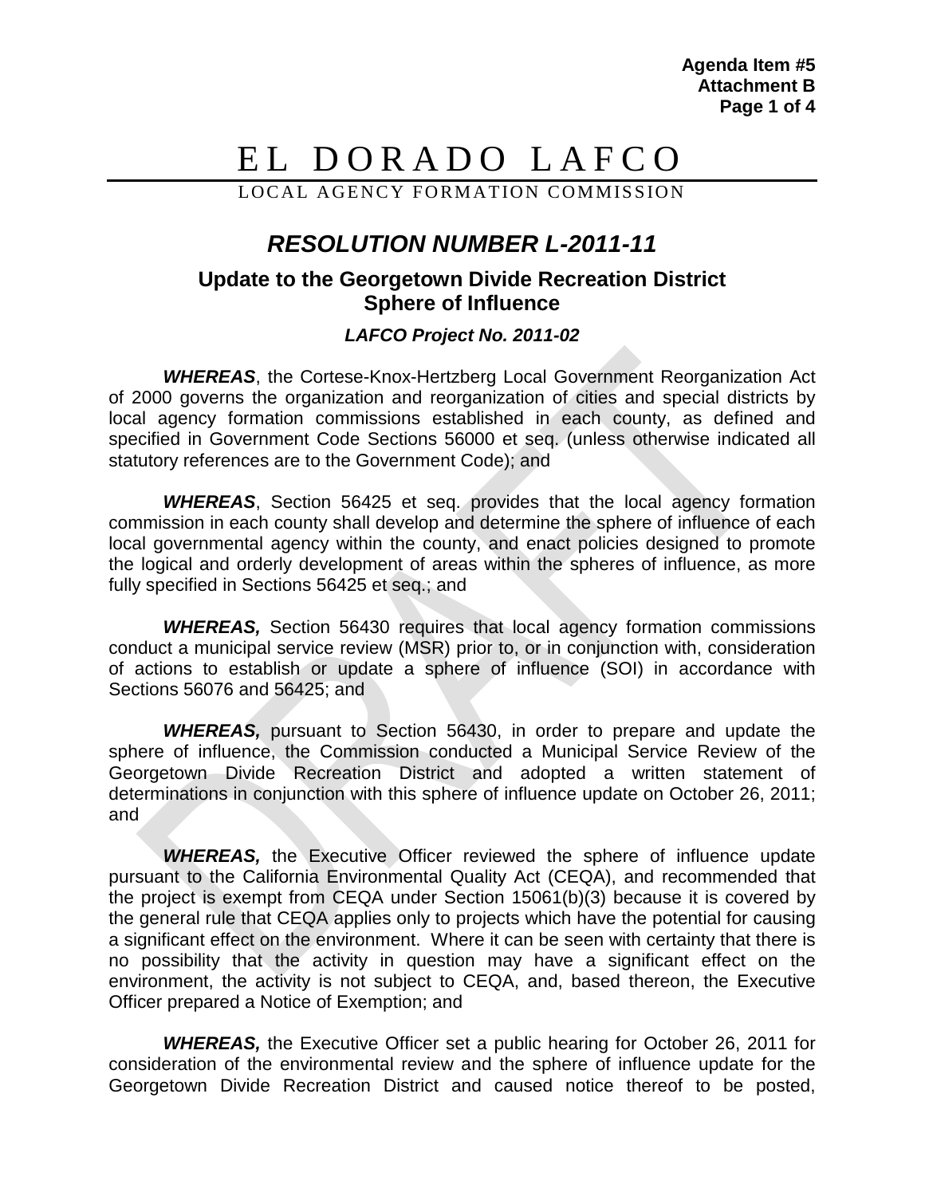Agenda Item #5
Attachment B

# EL DORADO LAFCO

LOCAL AGENCY FORMATION COMMISSION

## *RESOLUTION NUMBER L-2011-11*

### Update to the Georgetown Divide Recreation District Sphere of Influence

***LAFCO Project No. 2011-02***

***WHEREAS***, the Cortese-Knox-Hertzberg Local Government Reorganization Act of 2000 governs the organization and reorganization of cities and special districts by local agency formation commissions established in each county, as defined and specified in Government Code Sections 56000 et seq. (unless otherwise indicated all statutory references are to the Government Code); and

***WHEREAS***, Section 56425 et seq. provides that the local agency formation commission in each county shall develop and determine the sphere of influence of each local governmental agency within the county, and enact policies designed to promote the logical and orderly development of areas within the spheres of influence, as more fully specified in Sections 56425 et seq.; and

***WHEREAS,*** Section 56430 requires that local agency formation commissions conduct a municipal service review (MSR) prior to, or in conjunction with, consideration of actions to establish or update a sphere of influence (SOI) in accordance with Sections 56076 and 56425; and

***WHEREAS,*** pursuant to Section 56430, in order to prepare and update the sphere of influence, the Commission conducted a Municipal Service Review of the Georgetown Divide Recreation District and adopted a written statement of determinations in conjunction with this sphere of influence update on October 26, 2011; and

***WHEREAS,*** the Executive Officer reviewed the sphere of influence update pursuant to the California Environmental Quality Act (CEQA), and recommended that the project is exempt from CEQA under Section 15061(b)(3) because it is covered by the general rule that CEQA applies only to projects which have the potential for causing a significant effect on the environment. Where it can be seen with certainty that there is no possibility that the activity in question may have a significant effect on the environment, the activity is not subject to CEQA, and, based thereon, the Executive Officer prepared a Notice of Exemption; and

***WHEREAS,*** the Executive Officer set a public hearing for October 26, 2011 for consideration of the environmental review and the sphere of influence update for the Georgetown Divide Recreation District and caused notice thereof to be posted,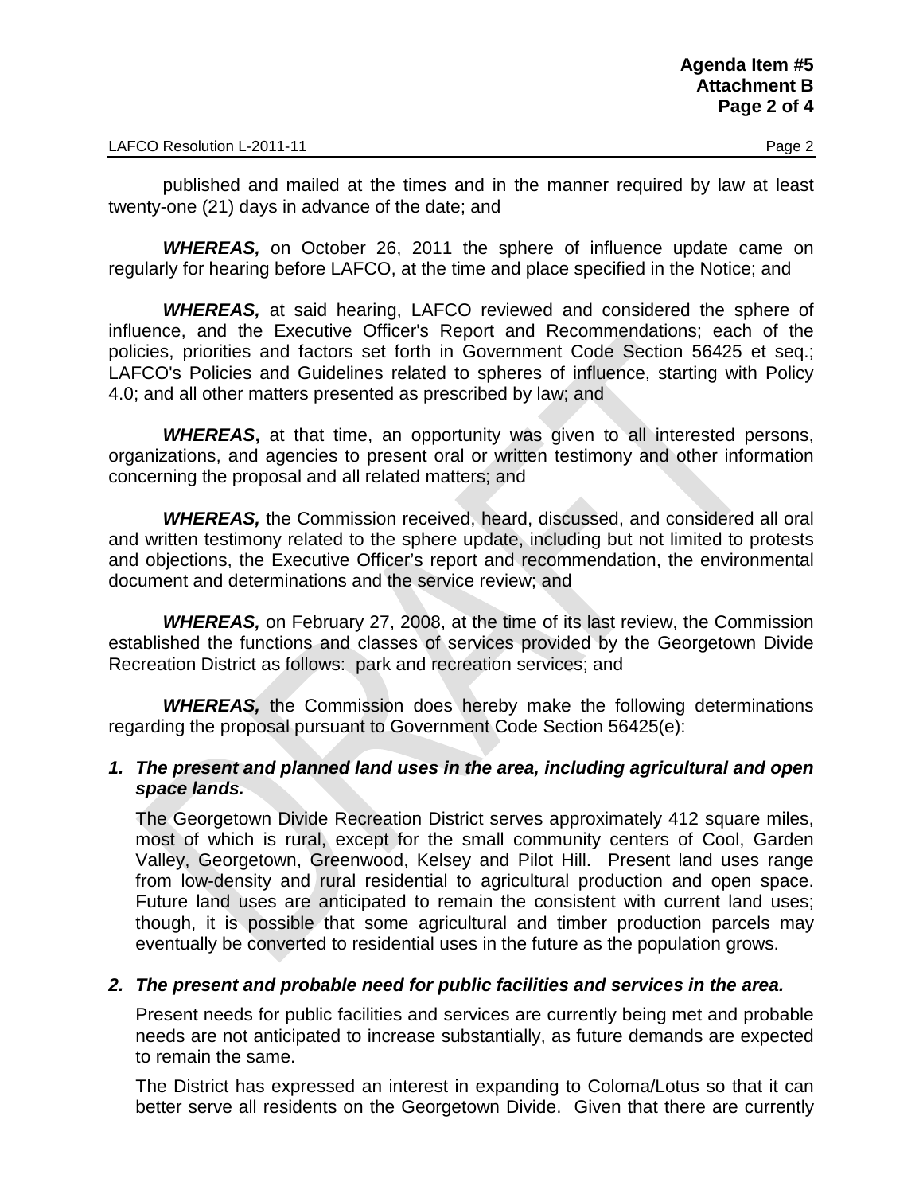published and mailed at the times and in the manner required by law at least twenty-one (21) days in advance of the date; and

***WHEREAS,*** on October 26, 2011 the sphere of influence update came on regularly for hearing before LAFCO, at the time and place specified in the Notice; and

***WHEREAS,*** at said hearing, LAFCO reviewed and considered the sphere of influence, and the Executive Officer's Report and Recommendations; each of the policies, priorities and factors set forth in Government Code Section 56425 et seq.; LAFCO's Policies and Guidelines related to spheres of influence, starting with Policy 4.0; and all other matters presented as prescribed by law; and

***WHEREAS*****,** at that time, an opportunity was given to all interested persons, organizations, and agencies to present oral or written testimony and other information concerning the proposal and all related matters; and

***WHEREAS,*** the Commission received, heard, discussed, and considered all oral and written testimony related to the sphere update, including but not limited to protests and objections, the Executive Officer's report and recommendation, the environmental document and determinations and the service review; and

***WHEREAS,*** on February 27, 2008, at the time of its last review, the Commission established the functions and classes of services provided by the Georgetown Divide Recreation District as follows: park and recreation services; and

***WHEREAS,*** the Commission does hereby make the following determinations regarding the proposal pursuant to Government Code Section 56425(e):

1. ***The present and planned land uses in the area, including agricultural and open space lands.***

   The Georgetown Divide Recreation District serves approximately 412 square miles, most of which is rural, except for the small community centers of Cool, Garden Valley, Georgetown, Greenwood, Kelsey and Pilot Hill. Present land uses range from low-density and rural residential to agricultural production and open space. Future land uses are anticipated to remain the consistent with current land uses; though, it is possible that some agricultural and timber production parcels may eventually be converted to residential uses in the future as the population grows.

2. ***The present and probable need for public facilities and services in the area.***

   Present needs for public facilities and services are currently being met and probable needs are not anticipated to increase substantially, as future demands are expected to remain the same.

   The District has expressed an interest in expanding to Coloma/Lotus so that it can better serve all residents on the Georgetown Divide. Given that there are currently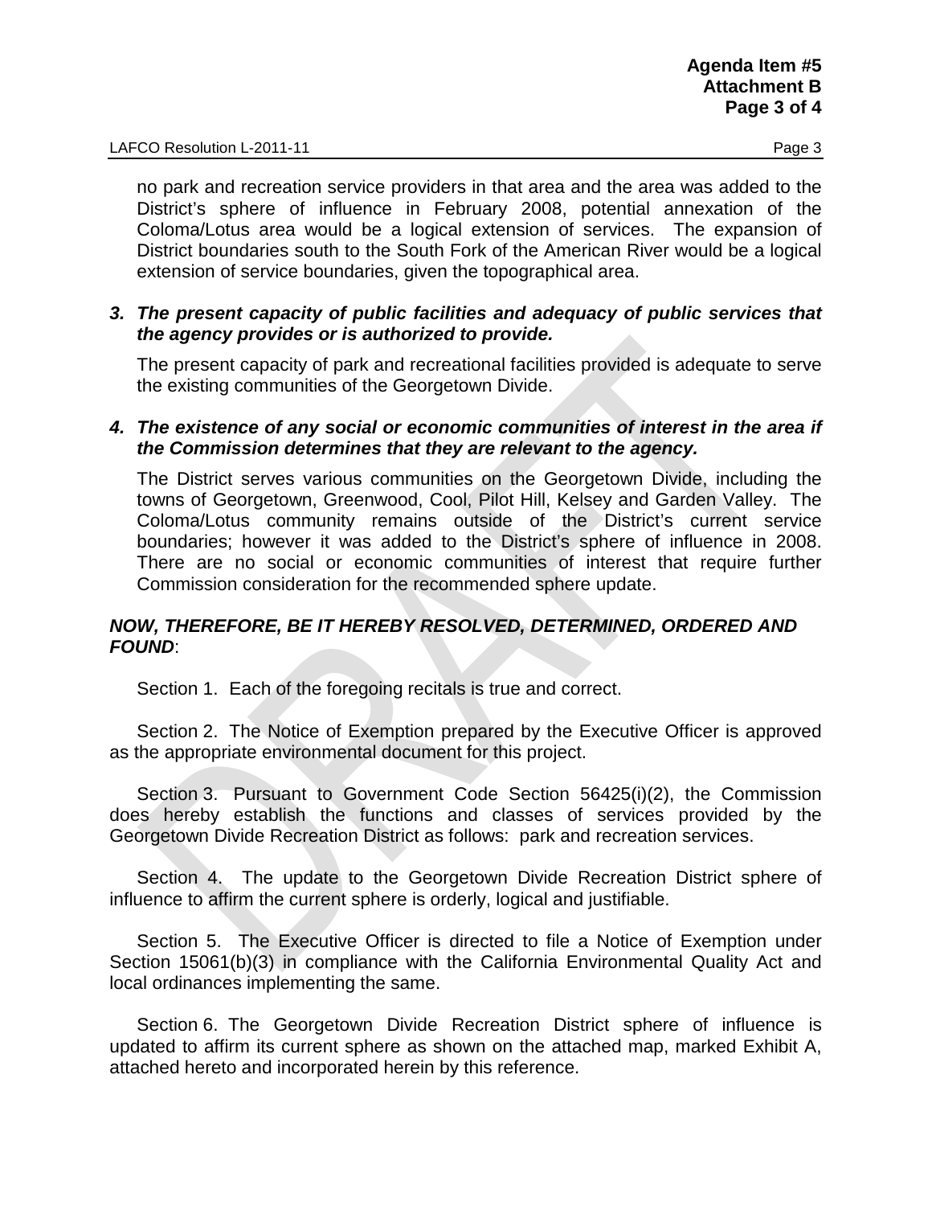no park and recreation service providers in that area and the area was added to the District's sphere of influence in February 2008, potential annexation of the Coloma/Lotus area would be a logical extension of services. The expansion of District boundaries south to the South Fork of the American River would be a logical extension of service boundaries, given the topographical area.

3. ***The present capacity of public facilities and adequacy of public services that the agency provides or is authorized to provide.***

   The present capacity of park and recreational facilities provided is adequate to serve the existing communities of the Georgetown Divide.

4. ***The existence of any social or economic communities of interest in the area if the Commission determines that they are relevant to the agency.***

   The District serves various communities on the Georgetown Divide, including the towns of Georgetown, Greenwood, Cool, Pilot Hill, Kelsey and Garden Valley. The Coloma/Lotus community remains outside of the District's current service boundaries; however it was added to the District's sphere of influence in 2008. There are no social or economic communities of interest that require further Commission consideration for the recommended sphere update.

***NOW, THEREFORE, BE IT HEREBY RESOLVED, DETERMINED, ORDERED AND FOUND***:

Section 1. Each of the foregoing recitals is true and correct.

Section 2. The Notice of Exemption prepared by the Executive Officer is approved as the appropriate environmental document for this project.

Section 3. Pursuant to Government Code Section 56425(i)(2), the Commission does hereby establish the functions and classes of services provided by the Georgetown Divide Recreation District as follows: park and recreation services.

Section 4. The update to the Georgetown Divide Recreation District sphere of influence to affirm the current sphere is orderly, logical and justifiable.

Section 5. The Executive Officer is directed to file a Notice of Exemption under Section 15061(b)(3) in compliance with the California Environmental Quality Act and local ordinances implementing the same.

Section 6. The Georgetown Divide Recreation District sphere of influence is updated to affirm its current sphere as shown on the attached map, marked Exhibit A, attached hereto and incorporated herein by this reference.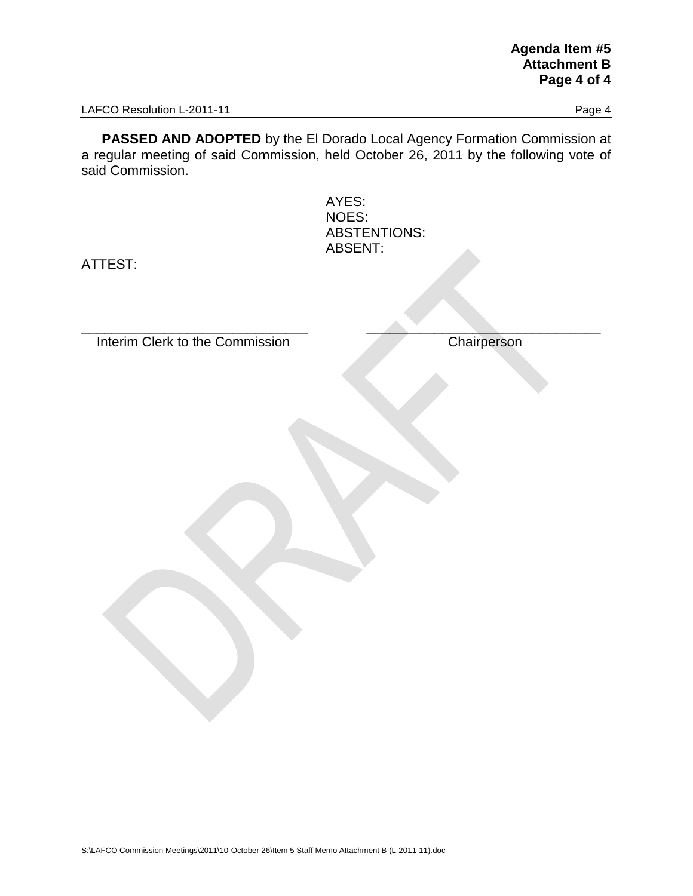**PASSED AND ADOPTED** by the El Dorado Local Agency Formation Commission at a regular meeting of said Commission, held October 26, 2011 by the following vote of said Commission.

AYES:
NOES:
ABSTENTIONS:
ABSENT:

ATTEST:

| | |
|---|---|
| ______________________________ | ______________________________ |
| Interim Clerk to the Commission | Chairperson |

DRAFT

S:\LAFCO Commission Meetings\2011\10-October 26\Item 5 Staff Memo Attachment B (L-2011-11).doc